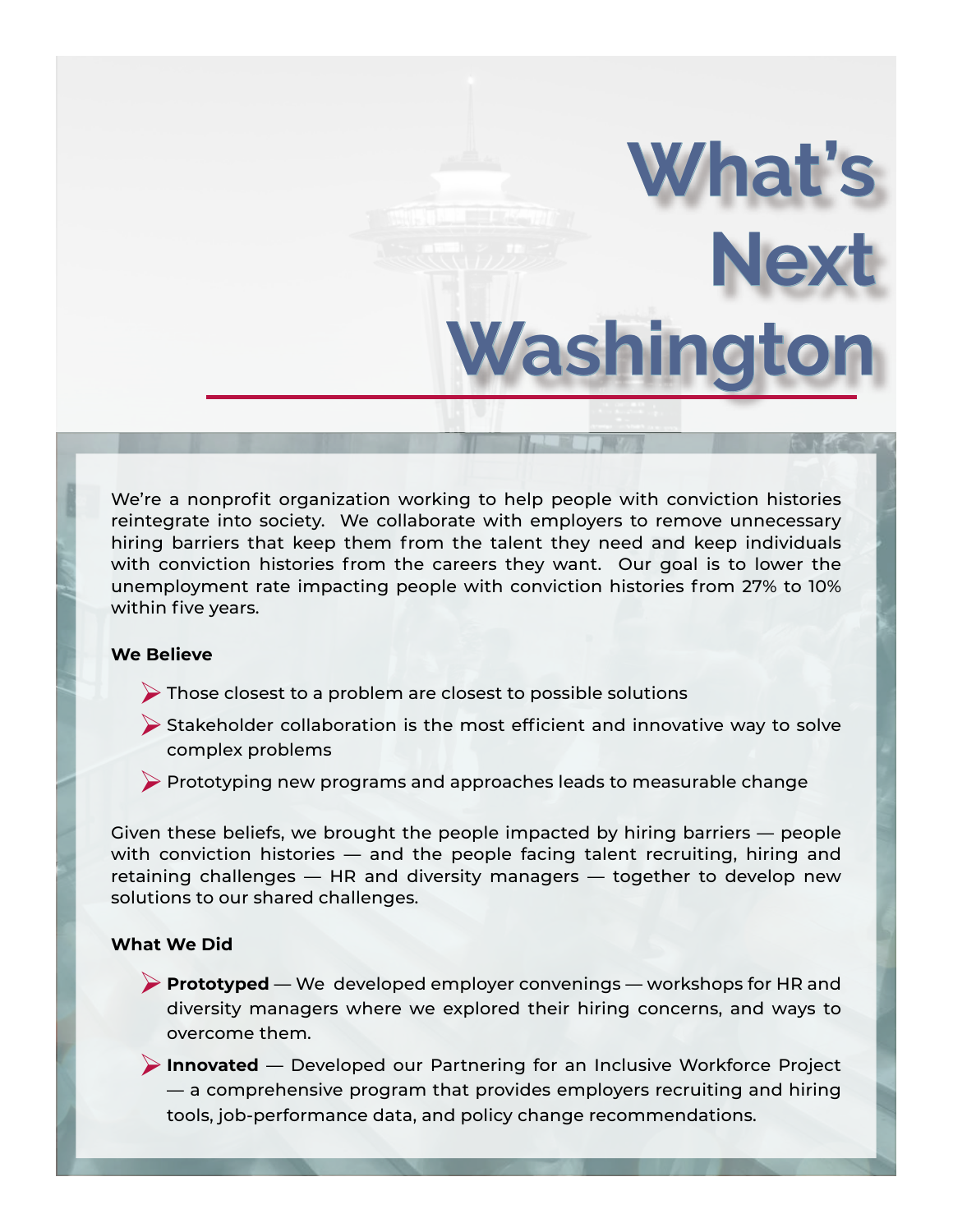# What's Next Washington

We're a nonprofit organization working to help people with conviction histories reintegrate into society. We collaborate with employers to remove unnecessary hiring barriers that keep them from the talent they need and keep individuals with conviction histories from the careers they want. Our goal is to lower the unemployment rate impacting people with conviction histories from 27% to 10% within five years.

**We Believe**

- Those closest to a problem are closest to possible solutions
- Stakeholder collaboration is the most efficient and innovative way to solve complex problems
- Prototyping new programs and approaches leads to measurable change

Given these beliefs, we brought the people impacted by hiring barriers — people with conviction histories — and the people facing talent recruiting, hiring and retaining challenges — HR and diversity managers — together to develop new solutions to our shared challenges.

**What We Did**

- **Prototyped** — We developed employer convenings — workshops for HR and diversity managers where we explored their hiring concerns, and ways to overcome them.
- **Innovated** — Developed our Partnering for an Inclusive Workforce Project — a comprehensive program that provides employers recruiting and hiring tools, job-performance data, and policy change recommendations.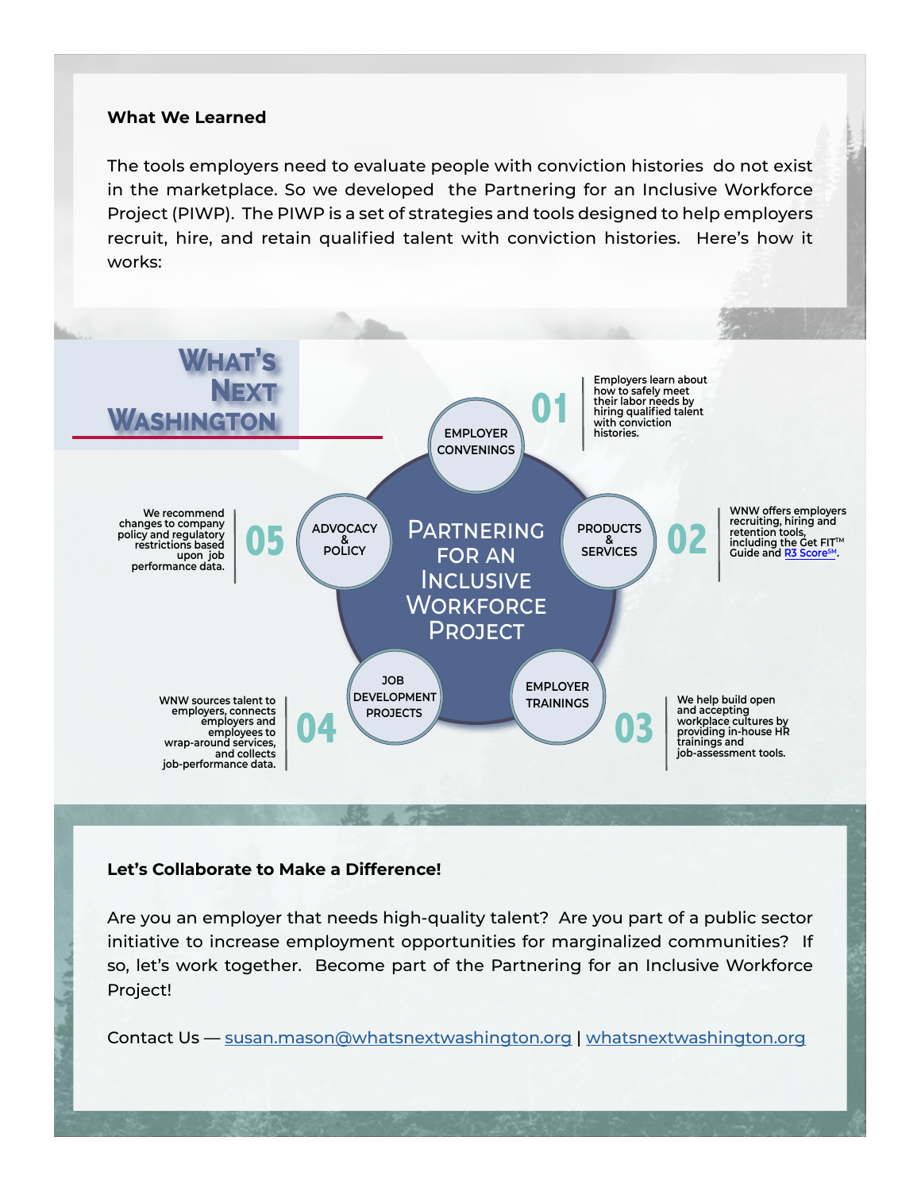**What We Learned**

The tools employers need to evaluate people with conviction histories do not exist in the marketplace. So we developed the Partnering for an Inclusive Workforce Project (PIWP). The PIWP is a set of strategies and tools designed to help employers recruit, hire, and retain qualified talent with conviction histories. Here's how it works:

WHAT'S NEXT WASHINGTON

PARTNERING FOR AN INCLUSIVE WORKFORCE PROJECT

01 EMPLOYER CONVENINGS

Employers learn about how to safely meet their labor needs by hiring qualified talent with conviction histories.

02 PRODUCTS & SERVICES

WNW offers employers recruiting, hiring and retention tools, including the Get FIT™ Guide and R3 Score℠.

03 EMPLOYER TRAININGS

We help build open and accepting workplace cultures by providing in-house HR trainings and job-assessment tools.

04 JOB DEVELOPMENT PROJECTS

WNW sources talent to employers, connects employers and employees to wrap-around services, and collects job-performance data.

05 ADVOCACY & POLICY

We recommend changes to company policy and regulatory restrictions based upon job performance data.

**Let's Collaborate to Make a Difference!**

Are you an employer that needs high-quality talent? Are you part of a public sector initiative to increase employment opportunities for marginalized communities? If so, let's work together. Become part of the Partnering for an Inclusive Workforce Project!

Contact Us — susan.mason@whatsnextwashington.org | whatsnextwashington.org